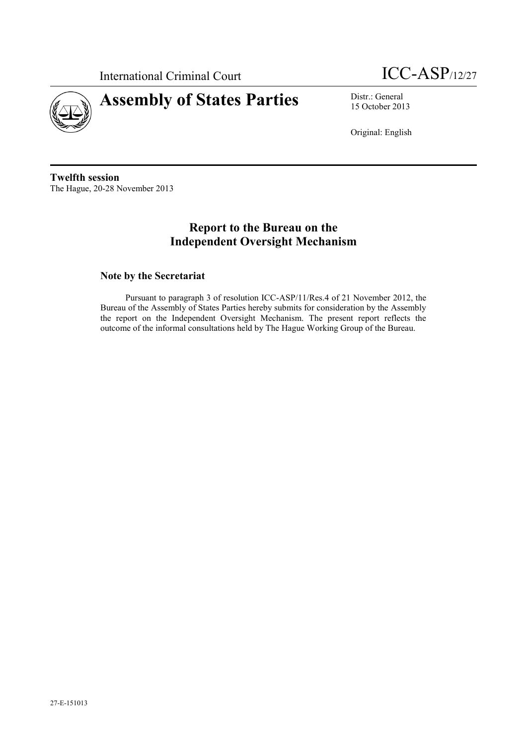International Criminal Court

ICC-ASP/12/27

# Assembly of States Parties

Distr.: General
15 October 2013

Original: English

**Twelfth session**
The Hague, 20-28 November 2013

## Report to the Bureau on the Independent Oversight Mechanism

### Note by the Secretariat

Pursuant to paragraph 3 of resolution ICC-ASP/11/Res.4 of 21 November 2012, the Bureau of the Assembly of States Parties hereby submits for consideration by the Assembly the report on the Independent Oversight Mechanism. The present report reflects the outcome of the informal consultations held by The Hague Working Group of the Bureau.

27-E-151013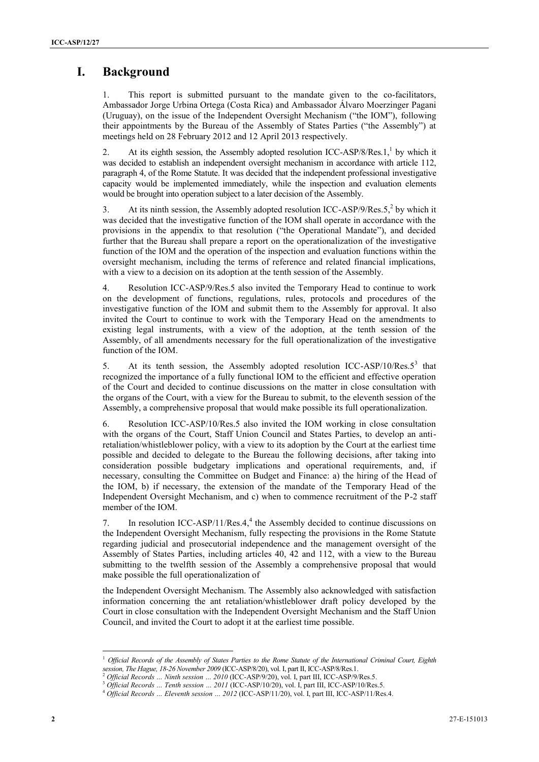# I. Background

1. This report is submitted pursuant to the mandate given to the co-facilitators, Ambassador Jorge Urbina Ortega (Costa Rica) and Ambassador Álvaro Moerzinger Pagani (Uruguay), on the issue of the Independent Oversight Mechanism ("the IOM"), following their appointments by the Bureau of the Assembly of States Parties ("the Assembly") at meetings held on 28 February 2012 and 12 April 2013 respectively.

2. At its eighth session, the Assembly adopted resolution ICC-ASP/8/Res.1,[1] by which it was decided to establish an independent oversight mechanism in accordance with article 112, paragraph 4, of the Rome Statute. It was decided that the independent professional investigative capacity would be implemented immediately, while the inspection and evaluation elements would be brought into operation subject to a later decision of the Assembly.

3. At its ninth session, the Assembly adopted resolution ICC-ASP/9/Res.5,[2] by which it was decided that the investigative function of the IOM shall operate in accordance with the provisions in the appendix to that resolution ("the Operational Mandate"), and decided further that the Bureau shall prepare a report on the operationalization of the investigative function of the IOM and the operation of the inspection and evaluation functions within the oversight mechanism, including the terms of reference and related financial implications, with a view to a decision on its adoption at the tenth session of the Assembly.

4. Resolution ICC-ASP/9/Res.5 also invited the Temporary Head to continue to work on the development of functions, regulations, rules, protocols and procedures of the investigative function of the IOM and submit them to the Assembly for approval. It also invited the Court to continue to work with the Temporary Head on the amendments to existing legal instruments, with a view of the adoption, at the tenth session of the Assembly, of all amendments necessary for the full operationalization of the investigative function of the IOM.

5. At its tenth session, the Assembly adopted resolution ICC-ASP/10/Res.5[3] that recognized the importance of a fully functional IOM to the efficient and effective operation of the Court and decided to continue discussions on the matter in close consultation with the organs of the Court, with a view for the Bureau to submit, to the eleventh session of the Assembly, a comprehensive proposal that would make possible its full operationalization.

6. Resolution ICC-ASP/10/Res.5 also invited the IOM working in close consultation with the organs of the Court, Staff Union Council and States Parties, to develop an anti-retaliation/whistleblower policy, with a view to its adoption by the Court at the earliest time possible and decided to delegate to the Bureau the following decisions, after taking into consideration possible budgetary implications and operational requirements, and, if necessary, consulting the Committee on Budget and Finance: a) the hiring of the Head of the IOM, b) if necessary, the extension of the mandate of the Temporary Head of the Independent Oversight Mechanism, and c) when to commence recruitment of the P-2 staff member of the IOM.

7. In resolution ICC-ASP/11/Res.4,[4] the Assembly decided to continue discussions on the Independent Oversight Mechanism, fully respecting the provisions in the Rome Statute regarding judicial and prosecutorial independence and the management oversight of the Assembly of States Parties, including articles 40, 42 and 112, with a view to the Bureau submitting to the twelfth session of the Assembly a comprehensive proposal that would make possible the full operationalization of

the Independent Oversight Mechanism. The Assembly also acknowledged with satisfaction information concerning the ant retaliation/whistleblower draft policy developed by the Court in close consultation with the Independent Oversight Mechanism and the Staff Union Council, and invited the Court to adopt it at the earliest time possible.

---

[1] *Official Records of the Assembly of States Parties to the Rome Statute of the International Criminal Court, Eighth session, The Hague, 18-26 November 2009* (ICC-ASP/8/20), vol. I, part II, ICC-ASP/8/Res.1.

[2] *Official Records … Ninth session … 2010* (ICC-ASP/9/20), vol. I, part III, ICC-ASP/9/Res.5.

[3] *Official Records … Tenth session … 2011* (ICC-ASP/10/20), vol. I, part III, ICC-ASP/10/Res.5.

[4] *Official Records … Eleventh session … 2012* (ICC-ASP/11/20), vol. I, part III, ICC-ASP/11/Res.4.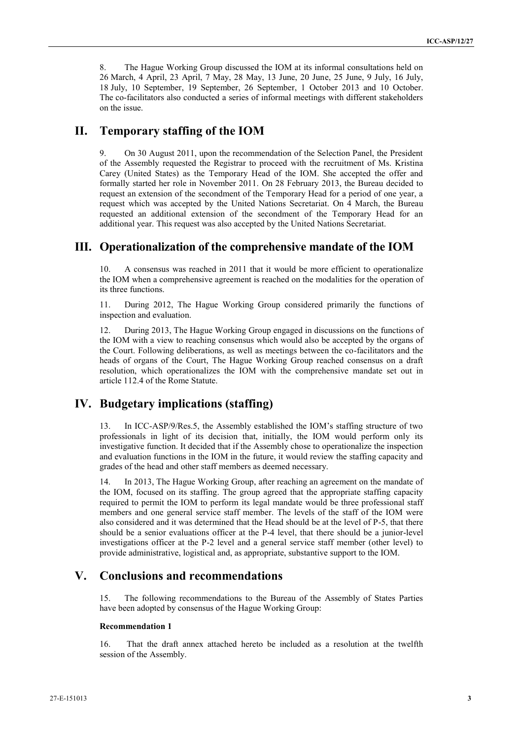8. The Hague Working Group discussed the IOM at its informal consultations held on 26 March, 4 April, 23 April, 7 May, 28 May, 13 June, 20 June, 25 June, 9 July, 16 July, 18 July, 10 September, 19 September, 26 September, 1 October 2013 and 10 October. The co-facilitators also conducted a series of informal meetings with different stakeholders on the issue.

## II. Temporary staffing of the IOM

9. On 30 August 2011, upon the recommendation of the Selection Panel, the President of the Assembly requested the Registrar to proceed with the recruitment of Ms. Kristina Carey (United States) as the Temporary Head of the IOM. She accepted the offer and formally started her role in November 2011. On 28 February 2013, the Bureau decided to request an extension of the secondment of the Temporary Head for a period of one year, a request which was accepted by the United Nations Secretariat. On 4 March, the Bureau requested an additional extension of the secondment of the Temporary Head for an additional year. This request was also accepted by the United Nations Secretariat.

## III. Operationalization of the comprehensive mandate of the IOM

10. A consensus was reached in 2011 that it would be more efficient to operationalize the IOM when a comprehensive agreement is reached on the modalities for the operation of its three functions.

11. During 2012, The Hague Working Group considered primarily the functions of inspection and evaluation.

12. During 2013, The Hague Working Group engaged in discussions on the functions of the IOM with a view to reaching consensus which would also be accepted by the organs of the Court. Following deliberations, as well as meetings between the co-facilitators and the heads of organs of the Court, The Hague Working Group reached consensus on a draft resolution, which operationalizes the IOM with the comprehensive mandate set out in article 112.4 of the Rome Statute.

## IV. Budgetary implications (staffing)

13. In ICC-ASP/9/Res.5, the Assembly established the IOM's staffing structure of two professionals in light of its decision that, initially, the IOM would perform only its investigative function. It decided that if the Assembly chose to operationalize the inspection and evaluation functions in the IOM in the future, it would review the staffing capacity and grades of the head and other staff members as deemed necessary.

14. In 2013, The Hague Working Group, after reaching an agreement on the mandate of the IOM, focused on its staffing. The group agreed that the appropriate staffing capacity required to permit the IOM to perform its legal mandate would be three professional staff members and one general service staff member. The levels of the staff of the IOM were also considered and it was determined that the Head should be at the level of P-5, that there should be a senior evaluations officer at the P-4 level, that there should be a junior-level investigations officer at the P-2 level and a general service staff member (other level) to provide administrative, logistical and, as appropriate, substantive support to the IOM.

## V. Conclusions and recommendations

15. The following recommendations to the Bureau of the Assembly of States Parties have been adopted by consensus of the Hague Working Group:

**Recommendation 1**

16. That the draft annex attached hereto be included as a resolution at the twelfth session of the Assembly.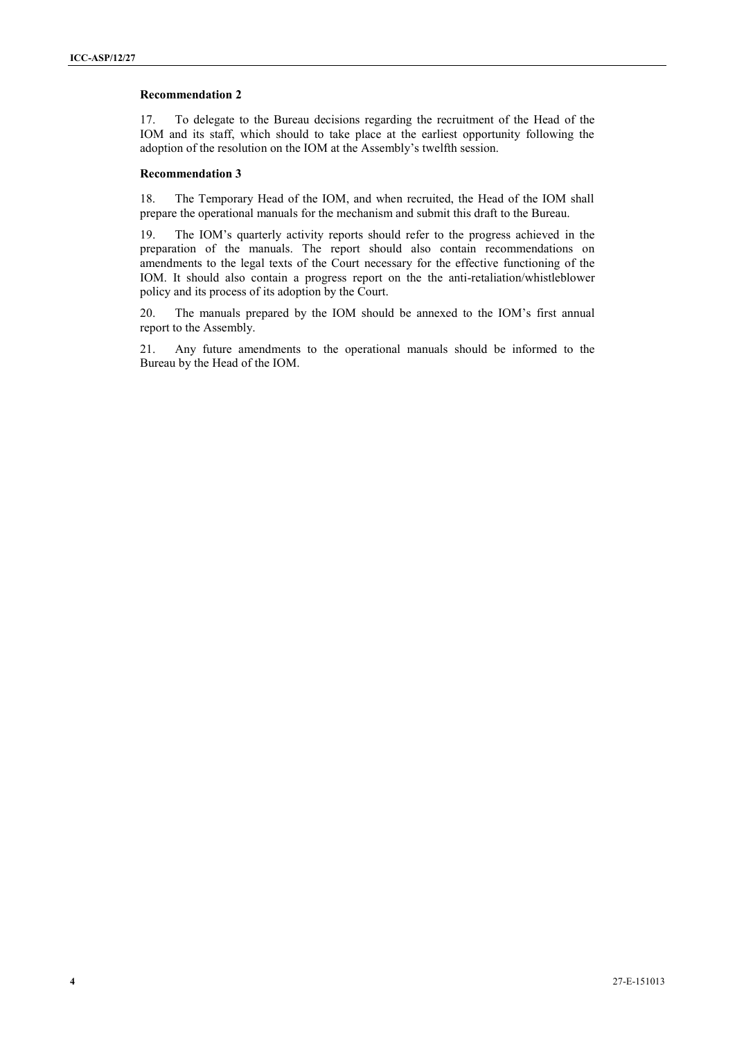**Recommendation 2**

17. To delegate to the Bureau decisions regarding the recruitment of the Head of the IOM and its staff, which should to take place at the earliest opportunity following the adoption of the resolution on the IOM at the Assembly's twelfth session.

**Recommendation 3**

18. The Temporary Head of the IOM, and when recruited, the Head of the IOM shall prepare the operational manuals for the mechanism and submit this draft to the Bureau.

19. The IOM's quarterly activity reports should refer to the progress achieved in the preparation of the manuals. The report should also contain recommendations on amendments to the legal texts of the Court necessary for the effective functioning of the IOM. It should also contain a progress report on the the anti-retaliation/whistleblower policy and its process of its adoption by the Court.

20. The manuals prepared by the IOM should be annexed to the IOM's first annual report to the Assembly.

21. Any future amendments to the operational manuals should be informed to the Bureau by the Head of the IOM.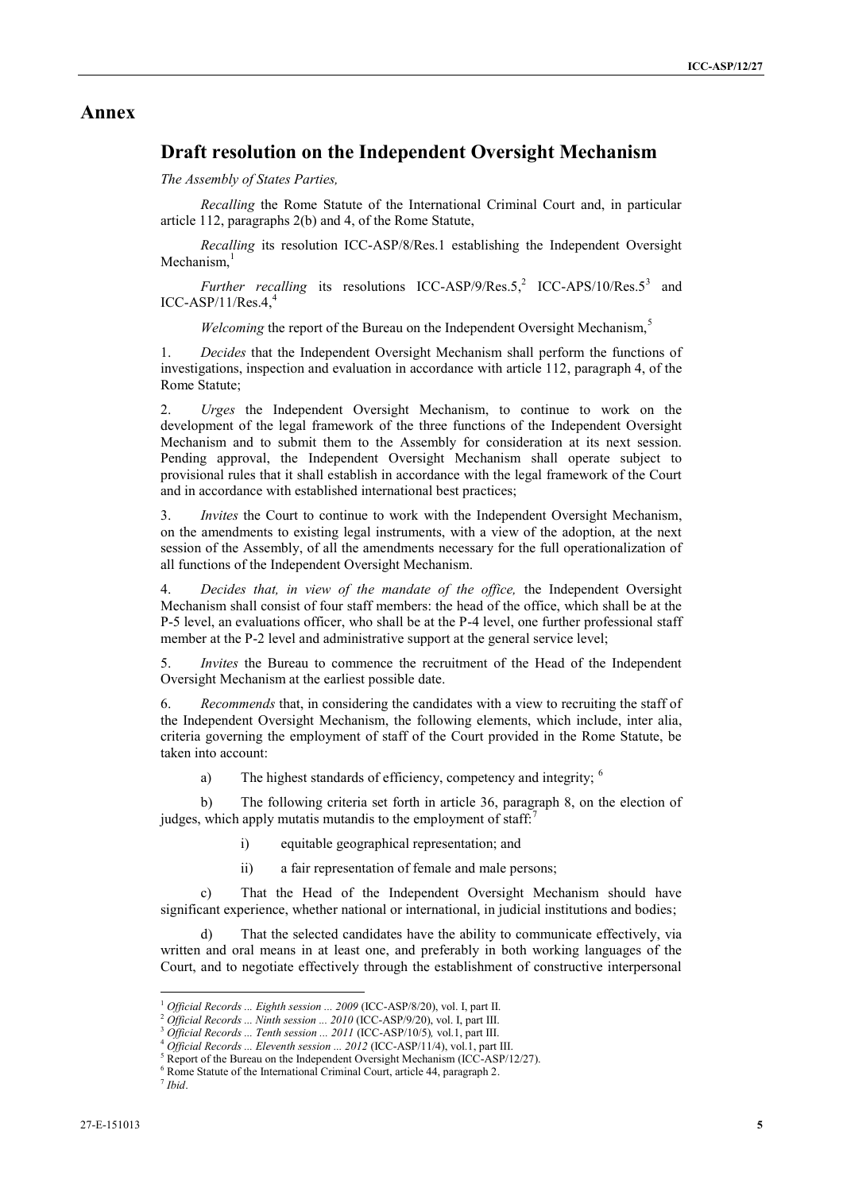# Annex

## Draft resolution on the Independent Oversight Mechanism

*The Assembly of States Parties,*

*Recalling* the Rome Statute of the International Criminal Court and, in particular article 112, paragraphs 2(b) and 4, of the Rome Statute,

*Recalling* its resolution ICC-ASP/8/Res.1 establishing the Independent Oversight Mechanism,[1]

*Further recalling* its resolutions ICC-ASP/9/Res.5,[2] ICC-APS/10/Res.5[3] and ICC-ASP/11/Res.4,[4]

*Welcoming* the report of the Bureau on the Independent Oversight Mechanism,[5]

1. *Decides* that the Independent Oversight Mechanism shall perform the functions of investigations, inspection and evaluation in accordance with article 112, paragraph 4, of the Rome Statute;

2. *Urges* the Independent Oversight Mechanism, to continue to work on the development of the legal framework of the three functions of the Independent Oversight Mechanism and to submit them to the Assembly for consideration at its next session. Pending approval, the Independent Oversight Mechanism shall operate subject to provisional rules that it shall establish in accordance with the legal framework of the Court and in accordance with established international best practices;

3. *Invites* the Court to continue to work with the Independent Oversight Mechanism, on the amendments to existing legal instruments, with a view of the adoption, at the next session of the Assembly, of all the amendments necessary for the full operationalization of all functions of the Independent Oversight Mechanism.

4. *Decides that, in view of the mandate of the office,* the Independent Oversight Mechanism shall consist of four staff members: the head of the office, which shall be at the P-5 level, an evaluations officer, who shall be at the P-4 level, one further professional staff member at the P-2 level and administrative support at the general service level;

5. *Invites* the Bureau to commence the recruitment of the Head of the Independent Oversight Mechanism at the earliest possible date.

6. *Recommends* that, in considering the candidates with a view to recruiting the staff of the Independent Oversight Mechanism, the following elements, which include, inter alia, criteria governing the employment of staff of the Court provided in the Rome Statute, be taken into account:

   a) The highest standards of efficiency, competency and integrity; [6]

   b) The following criteria set forth in article 36, paragraph 8, on the election of judges, which apply mutatis mutandis to the employment of staff:[7]

      i) equitable geographical representation; and

      ii) a fair representation of female and male persons;

   c) That the Head of the Independent Oversight Mechanism should have significant experience, whether national or international, in judicial institutions and bodies;

   d) That the selected candidates have the ability to communicate effectively, via written and oral means in at least one, and preferably in both working languages of the Court, and to negotiate effectively through the establishment of constructive interpersonal

---

[1] *Official Records ... Eighth session ... 2009* (ICC-ASP/8/20), vol. I, part II.

[2] *Official Records ... Ninth session ... 2010* (ICC-ASP/9/20), vol. I, part III.

[3] *Official Records ... Tenth session ... 2011* (ICC-ASP/10/5)*,* vol.1, part III.

[4] *Official Records ... Eleventh session ... 2012* (ICC-ASP/11/4), vol.1, part III.

[5] Report of the Bureau on the Independent Oversight Mechanism (ICC-ASP/12/27).

[6] Rome Statute of the International Criminal Court, article 44, paragraph 2.

[7] *Ibid*.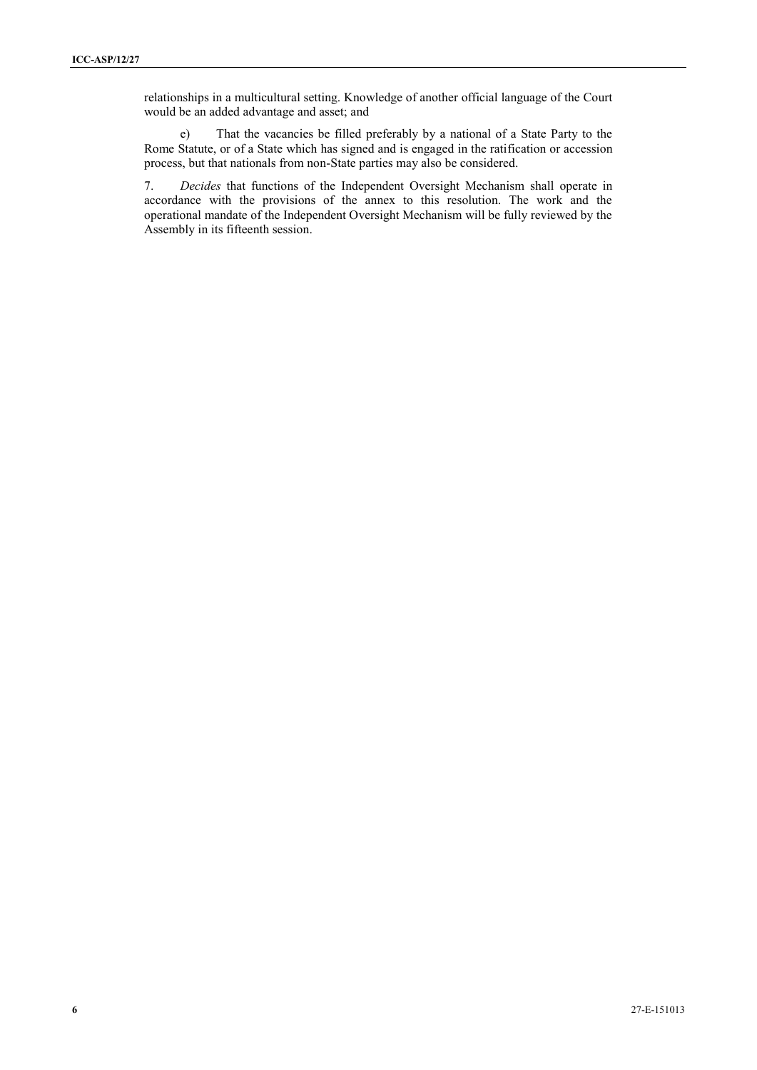relationships in a multicultural setting. Knowledge of another official language of the Court would be an added advantage and asset; and

e) That the vacancies be filled preferably by a national of a State Party to the Rome Statute, or of a State which has signed and is engaged in the ratification or accession process, but that nationals from non-State parties may also be considered.

7. *Decides* that functions of the Independent Oversight Mechanism shall operate in accordance with the provisions of the annex to this resolution. The work and the operational mandate of the Independent Oversight Mechanism will be fully reviewed by the Assembly in its fifteenth session.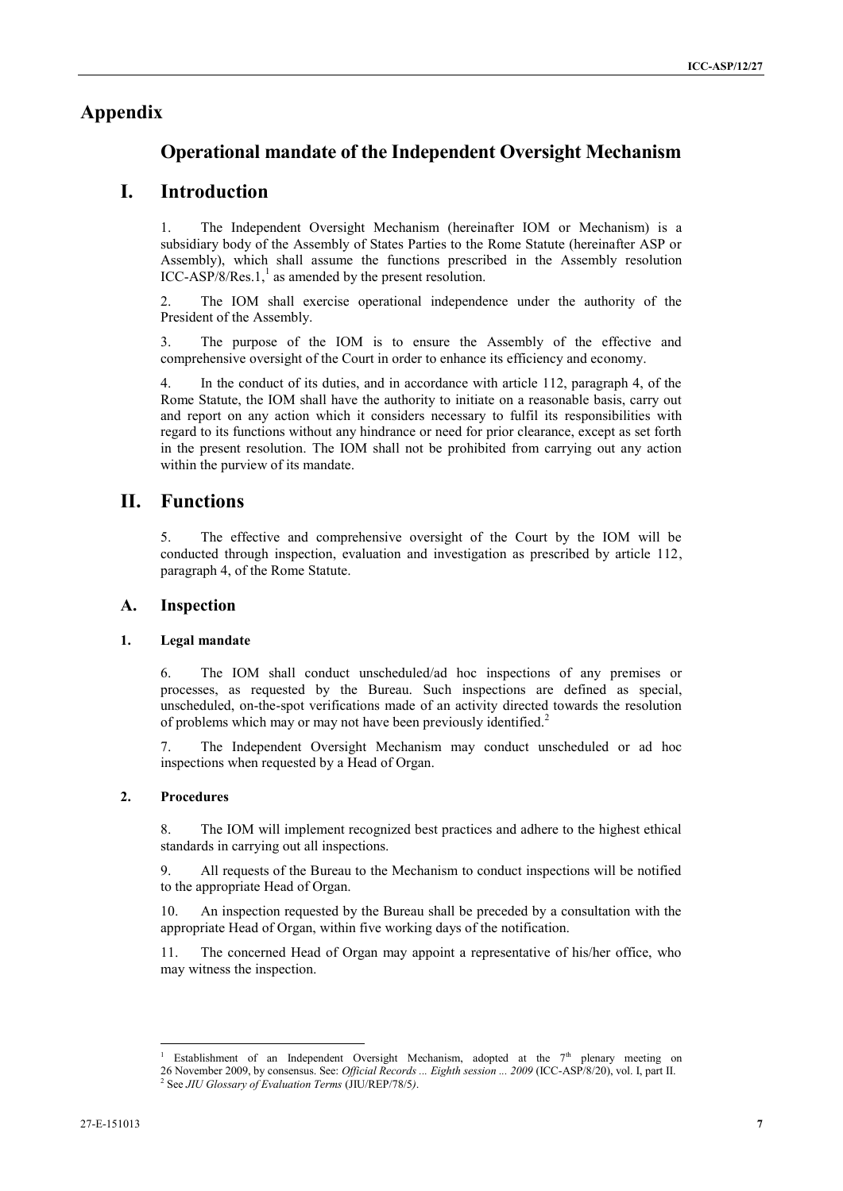# Appendix

## Operational mandate of the Independent Oversight Mechanism

## I. Introduction

1. The Independent Oversight Mechanism (hereinafter IOM or Mechanism) is a subsidiary body of the Assembly of States Parties to the Rome Statute (hereinafter ASP or Assembly), which shall assume the functions prescribed in the Assembly resolution ICC-ASP/8/Res.1,[1] as amended by the present resolution.

2. The IOM shall exercise operational independence under the authority of the President of the Assembly.

3. The purpose of the IOM is to ensure the Assembly of the effective and comprehensive oversight of the Court in order to enhance its efficiency and economy.

4. In the conduct of its duties, and in accordance with article 112, paragraph 4, of the Rome Statute, the IOM shall have the authority to initiate on a reasonable basis, carry out and report on any action which it considers necessary to fulfil its responsibilities with regard to its functions without any hindrance or need for prior clearance, except as set forth in the present resolution. The IOM shall not be prohibited from carrying out any action within the purview of its mandate.

## II. Functions

5. The effective and comprehensive oversight of the Court by the IOM will be conducted through inspection, evaluation and investigation as prescribed by article 112, paragraph 4, of the Rome Statute.

### A. Inspection

#### 1. Legal mandate

6. The IOM shall conduct unscheduled/ad hoc inspections of any premises or processes, as requested by the Bureau. Such inspections are defined as special, unscheduled, on-the-spot verifications made of an activity directed towards the resolution of problems which may or may not have been previously identified.[2]

7. The Independent Oversight Mechanism may conduct unscheduled or ad hoc inspections when requested by a Head of Organ.

#### 2. Procedures

8. The IOM will implement recognized best practices and adhere to the highest ethical standards in carrying out all inspections.

9. All requests of the Bureau to the Mechanism to conduct inspections will be notified to the appropriate Head of Organ.

10. An inspection requested by the Bureau shall be preceded by a consultation with the appropriate Head of Organ, within five working days of the notification.

11. The concerned Head of Organ may appoint a representative of his/her office, who may witness the inspection.

---

[1] Establishment of an Independent Oversight Mechanism, adopted at the 7th plenary meeting on 26 November 2009, by consensus. See: *Official Records ... Eighth session ... 2009* (ICC-ASP/8/20), vol. I, part II.

[2] See *JIU Glossary of Evaluation Terms* (JIU/REP/78/5).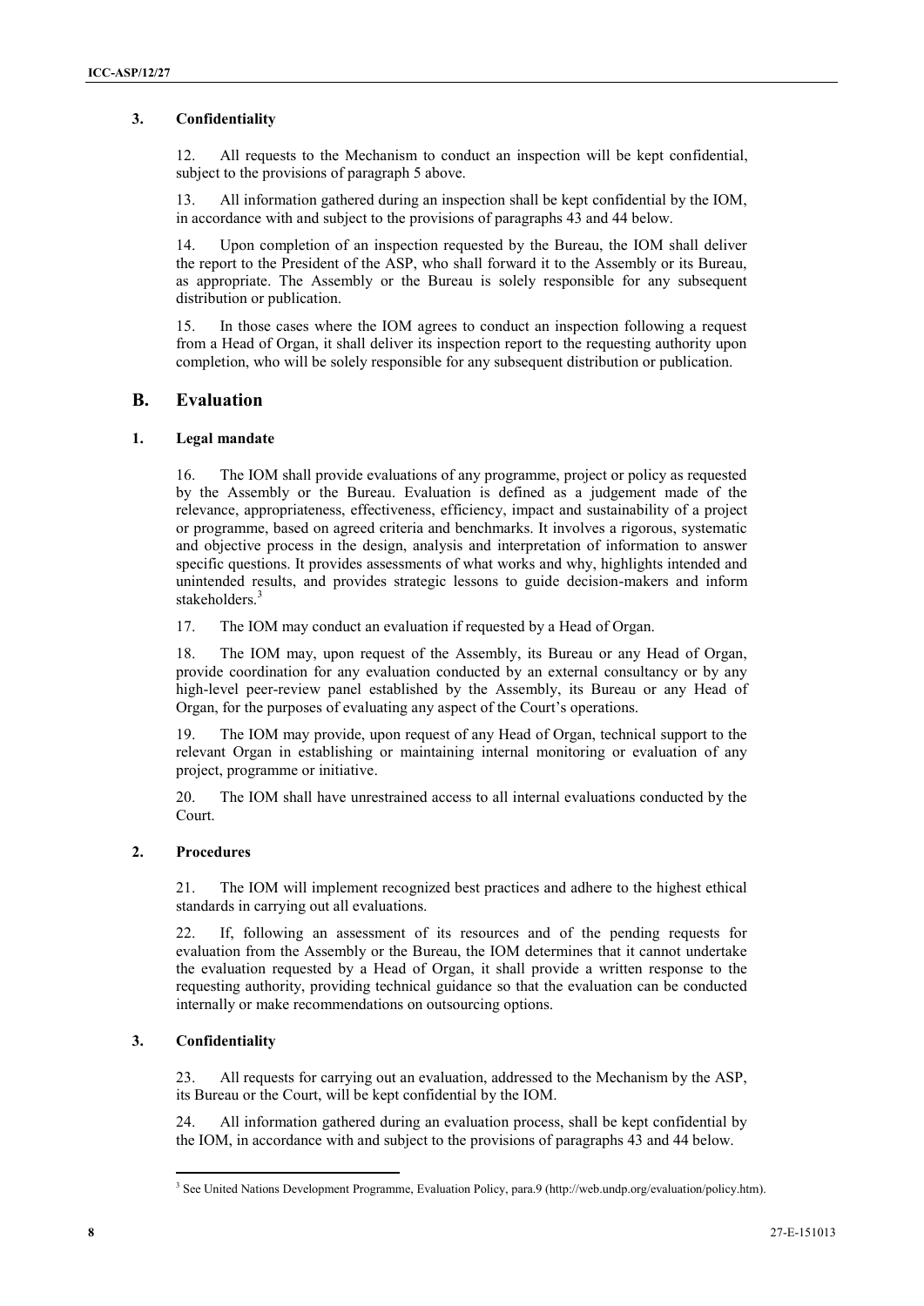### 3. Confidentiality

12. All requests to the Mechanism to conduct an inspection will be kept confidential, subject to the provisions of paragraph 5 above.

13. All information gathered during an inspection shall be kept confidential by the IOM, in accordance with and subject to the provisions of paragraphs 43 and 44 below.

14. Upon completion of an inspection requested by the Bureau, the IOM shall deliver the report to the President of the ASP, who shall forward it to the Assembly or its Bureau, as appropriate. The Assembly or the Bureau is solely responsible for any subsequent distribution or publication.

15. In those cases where the IOM agrees to conduct an inspection following a request from a Head of Organ, it shall deliver its inspection report to the requesting authority upon completion, who will be solely responsible for any subsequent distribution or publication.

## B. Evaluation

### 1. Legal mandate

16. The IOM shall provide evaluations of any programme, project or policy as requested by the Assembly or the Bureau. Evaluation is defined as a judgement made of the relevance, appropriateness, effectiveness, efficiency, impact and sustainability of a project or programme, based on agreed criteria and benchmarks. It involves a rigorous, systematic and objective process in the design, analysis and interpretation of information to answer specific questions. It provides assessments of what works and why, highlights intended and unintended results, and provides strategic lessons to guide decision-makers and inform stakeholders.[3]

17. The IOM may conduct an evaluation if requested by a Head of Organ.

18. The IOM may, upon request of the Assembly, its Bureau or any Head of Organ, provide coordination for any evaluation conducted by an external consultancy or by any high-level peer-review panel established by the Assembly, its Bureau or any Head of Organ, for the purposes of evaluating any aspect of the Court's operations.

19. The IOM may provide, upon request of any Head of Organ, technical support to the relevant Organ in establishing or maintaining internal monitoring or evaluation of any project, programme or initiative.

20. The IOM shall have unrestrained access to all internal evaluations conducted by the Court.

### 2. Procedures

21. The IOM will implement recognized best practices and adhere to the highest ethical standards in carrying out all evaluations.

22. If, following an assessment of its resources and of the pending requests for evaluation from the Assembly or the Bureau, the IOM determines that it cannot undertake the evaluation requested by a Head of Organ, it shall provide a written response to the requesting authority, providing technical guidance so that the evaluation can be conducted internally or make recommendations on outsourcing options.

### 3. Confidentiality

23. All requests for carrying out an evaluation, addressed to the Mechanism by the ASP, its Bureau or the Court, will be kept confidential by the IOM.

24. All information gathered during an evaluation process, shall be kept confidential by the IOM, in accordance with and subject to the provisions of paragraphs 43 and 44 below.

---

[3] See United Nations Development Programme, Evaluation Policy, para.9 (http://web.undp.org/evaluation/policy.htm).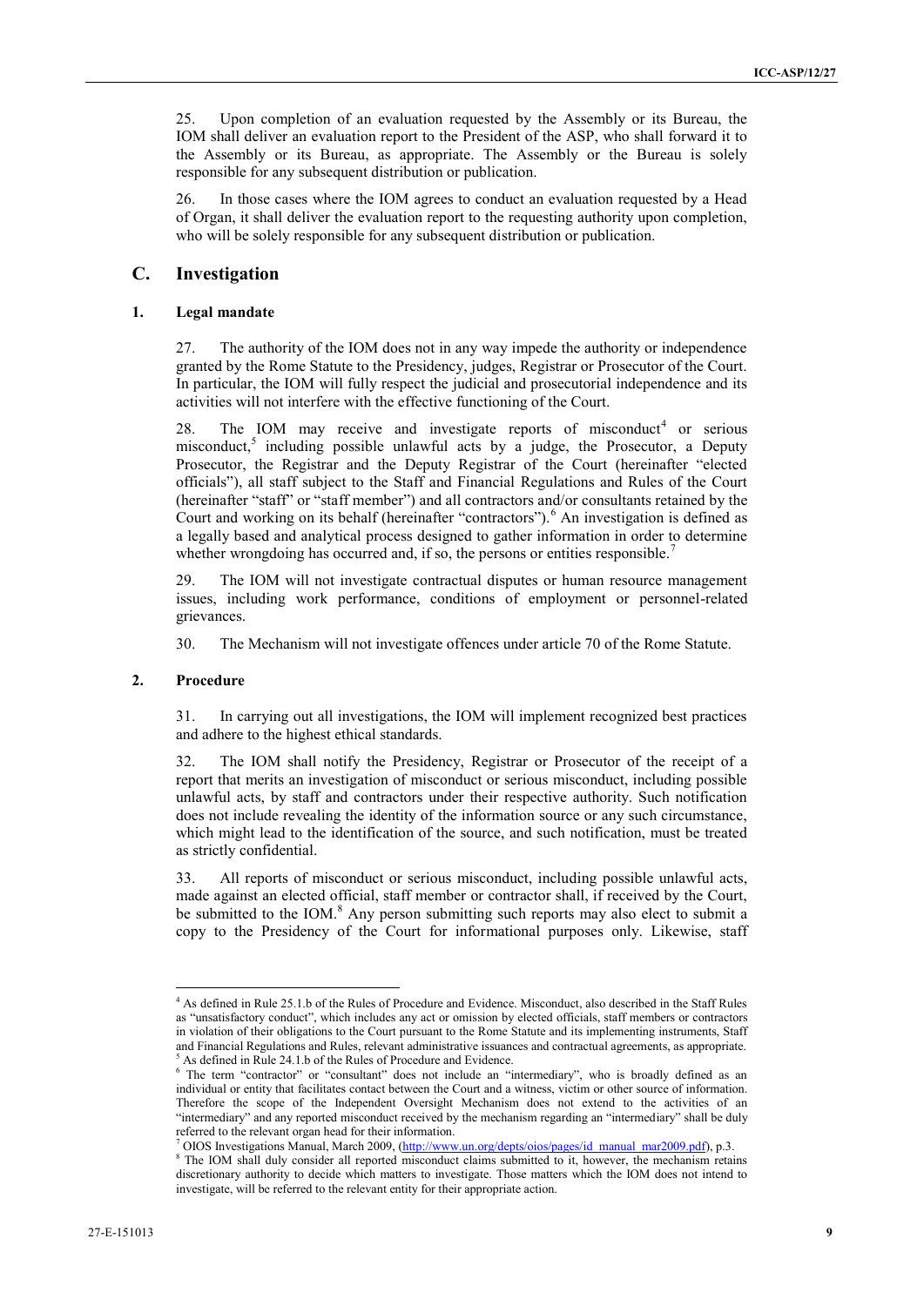25. Upon completion of an evaluation requested by the Assembly or its Bureau, the IOM shall deliver an evaluation report to the President of the ASP, who shall forward it to the Assembly or its Bureau, as appropriate. The Assembly or the Bureau is solely responsible for any subsequent distribution or publication.

26. In those cases where the IOM agrees to conduct an evaluation requested by a Head of Organ, it shall deliver the evaluation report to the requesting authority upon completion, who will be solely responsible for any subsequent distribution or publication.

## C. Investigation

### 1. Legal mandate

27. The authority of the IOM does not in any way impede the authority or independence granted by the Rome Statute to the Presidency, judges, Registrar or Prosecutor of the Court. In particular, the IOM will fully respect the judicial and prosecutorial independence and its activities will not interfere with the effective functioning of the Court.

28. The IOM may receive and investigate reports of misconduct[4] or serious misconduct,[5] including possible unlawful acts by a judge, the Prosecutor, a Deputy Prosecutor, the Registrar and the Deputy Registrar of the Court (hereinafter "elected officials"), all staff subject to the Staff and Financial Regulations and Rules of the Court (hereinafter "staff" or "staff member") and all contractors and/or consultants retained by the Court and working on its behalf (hereinafter "contractors").[6] An investigation is defined as a legally based and analytical process designed to gather information in order to determine whether wrongdoing has occurred and, if so, the persons or entities responsible.[7]

29. The IOM will not investigate contractual disputes or human resource management issues, including work performance, conditions of employment or personnel-related grievances.

30. The Mechanism will not investigate offences under article 70 of the Rome Statute.

### 2. Procedure

31. In carrying out all investigations, the IOM will implement recognized best practices and adhere to the highest ethical standards.

32. The IOM shall notify the Presidency, Registrar or Prosecutor of the receipt of a report that merits an investigation of misconduct or serious misconduct, including possible unlawful acts, by staff and contractors under their respective authority. Such notification does not include revealing the identity of the information source or any such circumstance, which might lead to the identification of the source, and such notification, must be treated as strictly confidential.

33. All reports of misconduct or serious misconduct, including possible unlawful acts, made against an elected official, staff member or contractor shall, if received by the Court, be submitted to the IOM.[8] Any person submitting such reports may also elect to submit a copy to the Presidency of the Court for informational purposes only. Likewise, staff

---

[4] As defined in Rule 25.1.b of the Rules of Procedure and Evidence. Misconduct, also described in the Staff Rules as "unsatisfactory conduct", which includes any act or omission by elected officials, staff members or contractors in violation of their obligations to the Court pursuant to the Rome Statute and its implementing instruments, Staff and Financial Regulations and Rules, relevant administrative issuances and contractual agreements, as appropriate.

[5] As defined in Rule 24.1.b of the Rules of Procedure and Evidence.

[6] The term "contractor" or "consultant" does not include an "intermediary", who is broadly defined as an individual or entity that facilitates contact between the Court and a witness, victim or other source of information. Therefore the scope of the Independent Oversight Mechanism does not extend to the activities of an "intermediary" and any reported misconduct received by the mechanism regarding an "intermediary" shall be duly referred to the relevant organ head for their information.

[7] OIOS Investigations Manual, March 2009, (http://www.un.org/depts/oios/pages/id_manual_mar2009.pdf), p.3.

[8] The IOM shall duly consider all reported misconduct claims submitted to it, however, the mechanism retains discretionary authority to decide which matters to investigate. Those matters which the IOM does not intend to investigate, will be referred to the relevant entity for their appropriate action.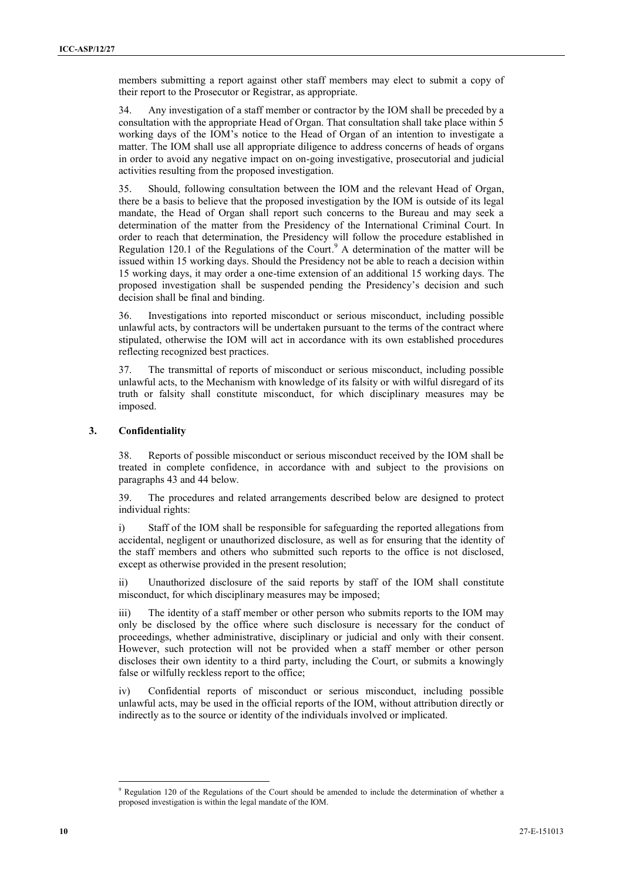members submitting a report against other staff members may elect to submit a copy of their report to the Prosecutor or Registrar, as appropriate.

34. Any investigation of a staff member or contractor by the IOM shall be preceded by a consultation with the appropriate Head of Organ. That consultation shall take place within 5 working days of the IOM's notice to the Head of Organ of an intention to investigate a matter. The IOM shall use all appropriate diligence to address concerns of heads of organs in order to avoid any negative impact on on-going investigative, prosecutorial and judicial activities resulting from the proposed investigation.

35. Should, following consultation between the IOM and the relevant Head of Organ, there be a basis to believe that the proposed investigation by the IOM is outside of its legal mandate, the Head of Organ shall report such concerns to the Bureau and may seek a determination of the matter from the Presidency of the International Criminal Court. In order to reach that determination, the Presidency will follow the procedure established in Regulation 120.1 of the Regulations of the Court.[9] A determination of the matter will be issued within 15 working days. Should the Presidency not be able to reach a decision within 15 working days, it may order a one-time extension of an additional 15 working days. The proposed investigation shall be suspended pending the Presidency's decision and such decision shall be final and binding.

36. Investigations into reported misconduct or serious misconduct, including possible unlawful acts, by contractors will be undertaken pursuant to the terms of the contract where stipulated, otherwise the IOM will act in accordance with its own established procedures reflecting recognized best practices.

37. The transmittal of reports of misconduct or serious misconduct, including possible unlawful acts, to the Mechanism with knowledge of its falsity or with wilful disregard of its truth or falsity shall constitute misconduct, for which disciplinary measures may be imposed.

### 3. Confidentiality

38. Reports of possible misconduct or serious misconduct received by the IOM shall be treated in complete confidence, in accordance with and subject to the provisions on paragraphs 43 and 44 below.

39. The procedures and related arrangements described below are designed to protect individual rights:

i) Staff of the IOM shall be responsible for safeguarding the reported allegations from accidental, negligent or unauthorized disclosure, as well as for ensuring that the identity of the staff members and others who submitted such reports to the office is not disclosed, except as otherwise provided in the present resolution;

ii) Unauthorized disclosure of the said reports by staff of the IOM shall constitute misconduct, for which disciplinary measures may be imposed;

iii) The identity of a staff member or other person who submits reports to the IOM may only be disclosed by the office where such disclosure is necessary for the conduct of proceedings, whether administrative, disciplinary or judicial and only with their consent. However, such protection will not be provided when a staff member or other person discloses their own identity to a third party, including the Court, or submits a knowingly false or wilfully reckless report to the office;

iv) Confidential reports of misconduct or serious misconduct, including possible unlawful acts, may be used in the official reports of the IOM, without attribution directly or indirectly as to the source or identity of the individuals involved or implicated.

[9] Regulation 120 of the Regulations of the Court should be amended to include the determination of whether a proposed investigation is within the legal mandate of the IOM.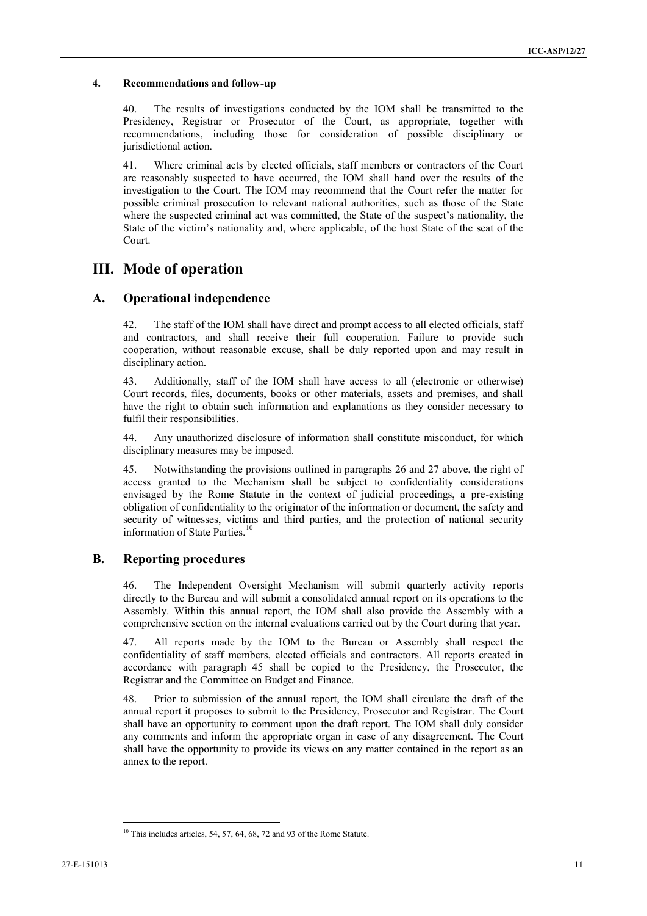#### 4. Recommendations and follow-up

40. The results of investigations conducted by the IOM shall be transmitted to the Presidency, Registrar or Prosecutor of the Court, as appropriate, together with recommendations, including those for consideration of possible disciplinary or jurisdictional action.

41. Where criminal acts by elected officials, staff members or contractors of the Court are reasonably suspected to have occurred, the IOM shall hand over the results of the investigation to the Court. The IOM may recommend that the Court refer the matter for possible criminal prosecution to relevant national authorities, such as those of the State where the suspected criminal act was committed, the State of the suspect's nationality, the State of the victim's nationality and, where applicable, of the host State of the seat of the Court.

# III. Mode of operation

## A. Operational independence

42. The staff of the IOM shall have direct and prompt access to all elected officials, staff and contractors, and shall receive their full cooperation. Failure to provide such cooperation, without reasonable excuse, shall be duly reported upon and may result in disciplinary action.

43. Additionally, staff of the IOM shall have access to all (electronic or otherwise) Court records, files, documents, books or other materials, assets and premises, and shall have the right to obtain such information and explanations as they consider necessary to fulfil their responsibilities.

44. Any unauthorized disclosure of information shall constitute misconduct, for which disciplinary measures may be imposed.

45. Notwithstanding the provisions outlined in paragraphs 26 and 27 above, the right of access granted to the Mechanism shall be subject to confidentiality considerations envisaged by the Rome Statute in the context of judicial proceedings, a pre-existing obligation of confidentiality to the originator of the information or document, the safety and security of witnesses, victims and third parties, and the protection of national security information of State Parties.[10]

## B. Reporting procedures

46. The Independent Oversight Mechanism will submit quarterly activity reports directly to the Bureau and will submit a consolidated annual report on its operations to the Assembly. Within this annual report, the IOM shall also provide the Assembly with a comprehensive section on the internal evaluations carried out by the Court during that year.

47. All reports made by the IOM to the Bureau or Assembly shall respect the confidentiality of staff members, elected officials and contractors. All reports created in accordance with paragraph 45 shall be copied to the Presidency, the Prosecutor, the Registrar and the Committee on Budget and Finance.

48. Prior to submission of the annual report, the IOM shall circulate the draft of the annual report it proposes to submit to the Presidency, Prosecutor and Registrar. The Court shall have an opportunity to comment upon the draft report. The IOM shall duly consider any comments and inform the appropriate organ in case of any disagreement. The Court shall have the opportunity to provide its views on any matter contained in the report as an annex to the report.

---

[10] This includes articles, 54, 57, 64, 68, 72 and 93 of the Rome Statute.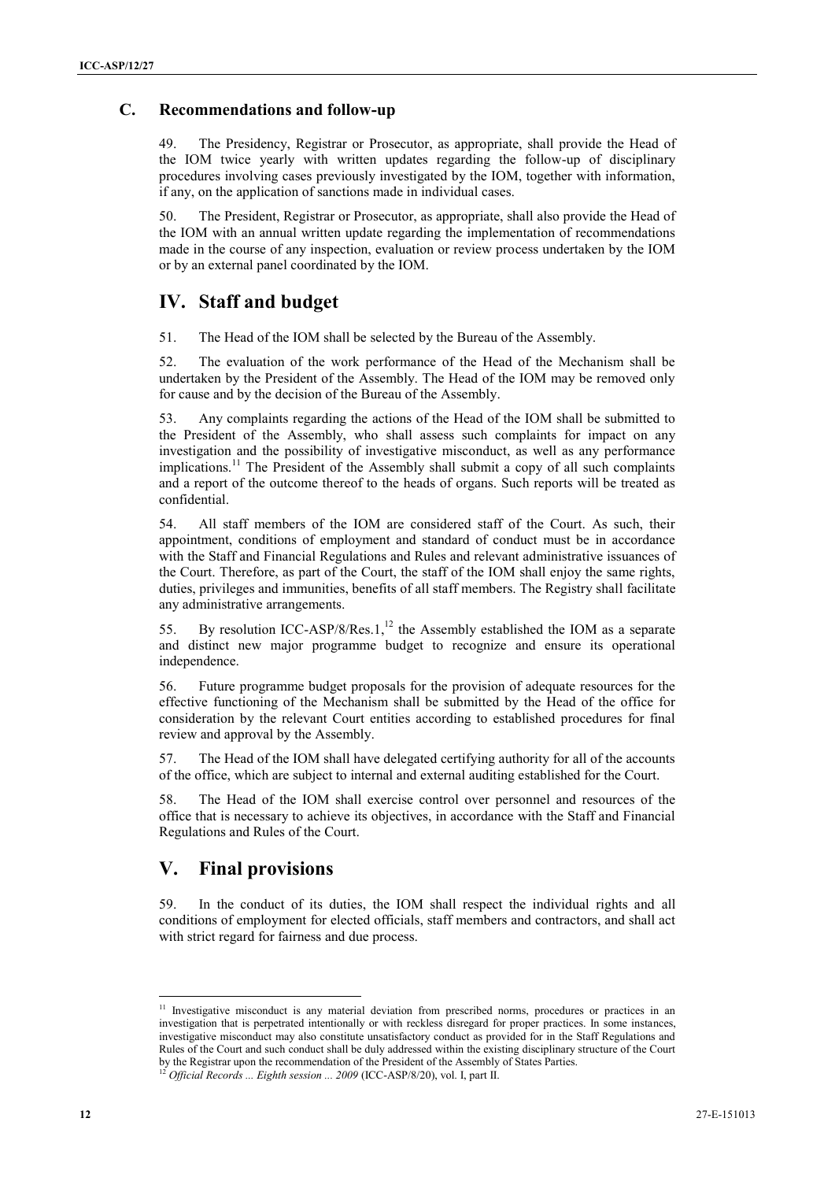## C. Recommendations and follow-up

49. The Presidency, Registrar or Prosecutor, as appropriate, shall provide the Head of the IOM twice yearly with written updates regarding the follow-up of disciplinary procedures involving cases previously investigated by the IOM, together with information, if any, on the application of sanctions made in individual cases.

50. The President, Registrar or Prosecutor, as appropriate, shall also provide the Head of the IOM with an annual written update regarding the implementation of recommendations made in the course of any inspection, evaluation or review process undertaken by the IOM or by an external panel coordinated by the IOM.

# IV. Staff and budget

51. The Head of the IOM shall be selected by the Bureau of the Assembly.

52. The evaluation of the work performance of the Head of the Mechanism shall be undertaken by the President of the Assembly. The Head of the IOM may be removed only for cause and by the decision of the Bureau of the Assembly.

53. Any complaints regarding the actions of the Head of the IOM shall be submitted to the President of the Assembly, who shall assess such complaints for impact on any investigation and the possibility of investigative misconduct, as well as any performance implications.[11] The President of the Assembly shall submit a copy of all such complaints and a report of the outcome thereof to the heads of organs. Such reports will be treated as confidential.

54. All staff members of the IOM are considered staff of the Court. As such, their appointment, conditions of employment and standard of conduct must be in accordance with the Staff and Financial Regulations and Rules and relevant administrative issuances of the Court. Therefore, as part of the Court, the staff of the IOM shall enjoy the same rights, duties, privileges and immunities, benefits of all staff members. The Registry shall facilitate any administrative arrangements.

55. By resolution ICC-ASP/8/Res.1,[12] the Assembly established the IOM as a separate and distinct new major programme budget to recognize and ensure its operational independence.

56. Future programme budget proposals for the provision of adequate resources for the effective functioning of the Mechanism shall be submitted by the Head of the office for consideration by the relevant Court entities according to established procedures for final review and approval by the Assembly.

57. The Head of the IOM shall have delegated certifying authority for all of the accounts of the office, which are subject to internal and external auditing established for the Court.

58. The Head of the IOM shall exercise control over personnel and resources of the office that is necessary to achieve its objectives, in accordance with the Staff and Financial Regulations and Rules of the Court.

# V. Final provisions

59. In the conduct of its duties, the IOM shall respect the individual rights and all conditions of employment for elected officials, staff members and contractors, and shall act with strict regard for fairness and due process.

---

[11] Investigative misconduct is any material deviation from prescribed norms, procedures or practices in an investigation that is perpetrated intentionally or with reckless disregard for proper practices. In some instances, investigative misconduct may also constitute unsatisfactory conduct as provided for in the Staff Regulations and Rules of the Court and such conduct shall be duly addressed within the existing disciplinary structure of the Court by the Registrar upon the recommendation of the President of the Assembly of States Parties.

[12] *Official Records ... Eighth session ... 2009* (ICC-ASP/8/20), vol. I, part II.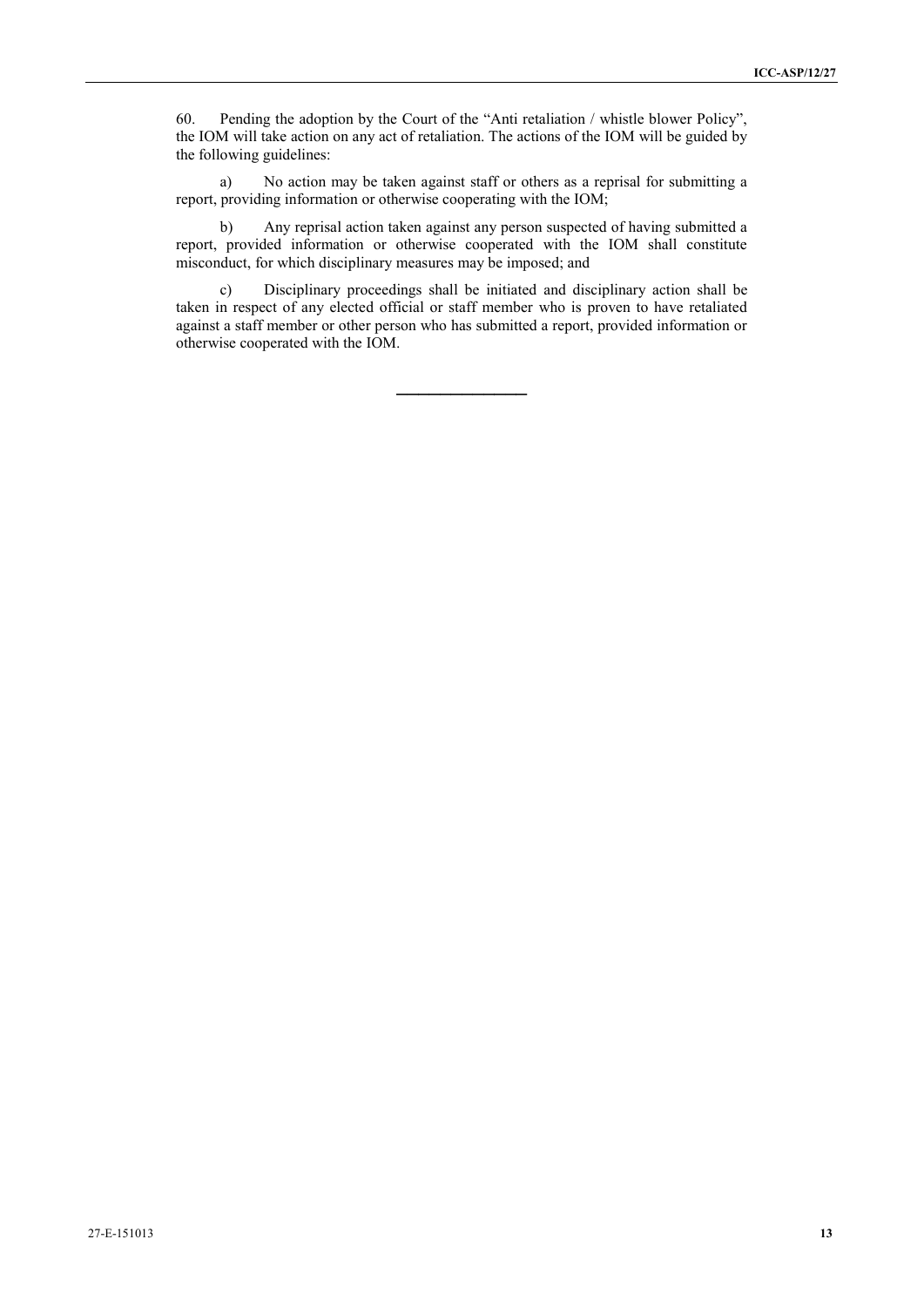60. Pending the adoption by the Court of the "Anti retaliation / whistle blower Policy", the IOM will take action on any act of retaliation. The actions of the IOM will be guided by the following guidelines:

a) No action may be taken against staff or others as a reprisal for submitting a report, providing information or otherwise cooperating with the IOM;

b) Any reprisal action taken against any person suspected of having submitted a report, provided information or otherwise cooperated with the IOM shall constitute misconduct, for which disciplinary measures may be imposed; and

c) Disciplinary proceedings shall be initiated and disciplinary action shall be taken in respect of any elected official or staff member who is proven to have retaliated against a staff member or other person who has submitted a report, provided information or otherwise cooperated with the IOM.

\_\_\_\_\_\_\_\_\_\_\_\_\_\_\_\_